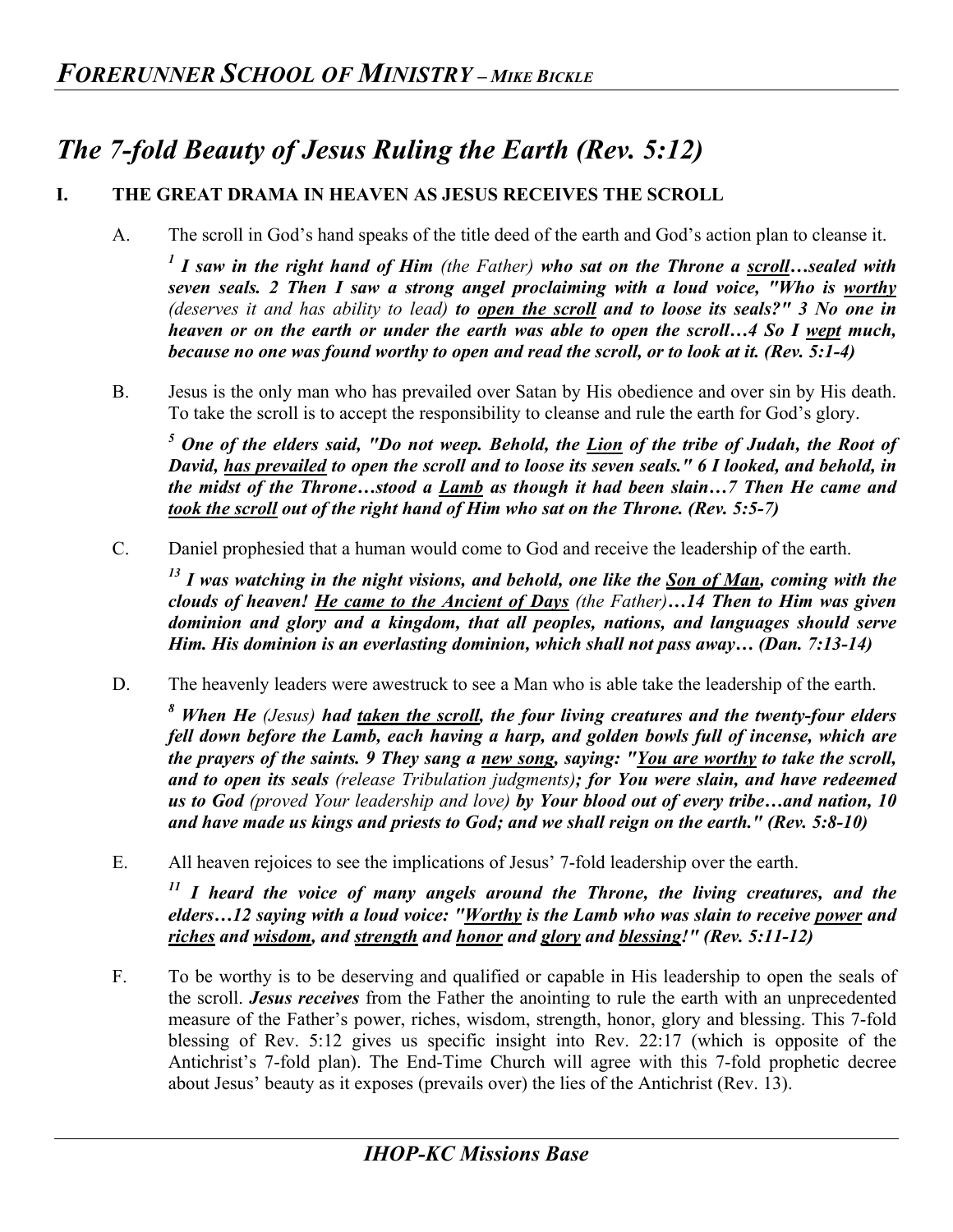# *The 7-fold Beauty of Jesus Ruling the Earth (Rev. 5:12)*

## I. THE GREAT DRAMA IN HEAVEN AS JESUS RECEIVES THE SCROLL

A. The scroll in God's hand speaks of the title deed of the earth and God's action plan to cleanse it.

> [1] ***I saw in the right hand of Him*** *(the Father)* ***who sat on the Throne a <u>scroll</u>…sealed with seven seals. 2 Then I saw a strong angel proclaiming with a loud voice, "Who is <u>worthy</u>*** *(deserves it and has ability to lead)* ***to <u>open the scroll</u> and to loose its seals?" 3 No one in heaven or on the earth or under the earth was able to open the scroll…4 So I <u>wept</u> much, because no one was found worthy to open and read the scroll, or to look at it. (Rev. 5:1-4)***

B. Jesus is the only man who has prevailed over Satan by His obedience and over sin by His death. To take the scroll is to accept the responsibility to cleanse and rule the earth for God's glory.

> [5] ***One of the elders said, "Do not weep. Behold, the <u>Lion</u> of the tribe of Judah, the Root of David, <u>has prevailed</u> to open the scroll and to loose its seven seals." 6 I looked, and behold, in the midst of the Throne…stood a <u>Lamb</u> as though it had been slain…7 Then He came and <u>took the scroll</u> out of the right hand of Him who sat on the Throne. (Rev. 5:5-7)***

C. Daniel prophesied that a human would come to God and receive the leadership of the earth.

> [13] ***I was watching in the night visions, and behold, one like the <u>Son of Man</u>, coming with the clouds of heaven! <u>He came to the Ancient of Days</u>*** *(the Father)* ***…14 Then to Him was given dominion and glory and a kingdom, that all peoples, nations, and languages should serve Him. His dominion is an everlasting dominion, which shall not pass away… (Dan. 7:13-14)***

D. The heavenly leaders were awestruck to see a Man who is able take the leadership of the earth.

> [8] ***When He*** *(Jesus)* ***had <u>taken the scroll</u>, the four living creatures and the twenty-four elders fell down before the Lamb, each having a harp, and golden bowls full of incense, which are the prayers of the saints. 9 They sang a <u>new song</u>, saying: "<u>You are worthy</u> to take the scroll, and to open its seals*** *(release Tribulation judgments)****; for You were slain, and have redeemed us to God*** *(proved Your leadership and love)* ***by Your blood out of every tribe…and nation, 10 and have made us kings and priests to God; and we shall reign on the earth." (Rev. 5:8-10)***

E. All heaven rejoices to see the implications of Jesus' 7-fold leadership over the earth.

> [11] ***I heard the voice of many angels around the Throne, the living creatures, and the elders…12 saying with a loud voice: "<u>Worthy</u> is the Lamb who was slain to receive <u>power</u> and <u>riches</u> and <u>wisdom</u>, and <u>strength</u> and <u>honor</u> and <u>glory</u> and <u>blessing</u>!" (Rev. 5:11-12)***

F. To be worthy is to be deserving and qualified or capable in His leadership to open the seals of the scroll. ***Jesus receives*** from the Father the anointing to rule the earth with an unprecedented measure of the Father's power, riches, wisdom, strength, honor, glory and blessing. This 7-fold blessing of Rev. 5:12 gives us specific insight into Rev. 22:17 (which is opposite of the Antichrist's 7-fold plan). The End-Time Church will agree with this 7-fold prophetic decree about Jesus' beauty as it exposes (prevails over) the lies of the Antichrist (Rev. 13).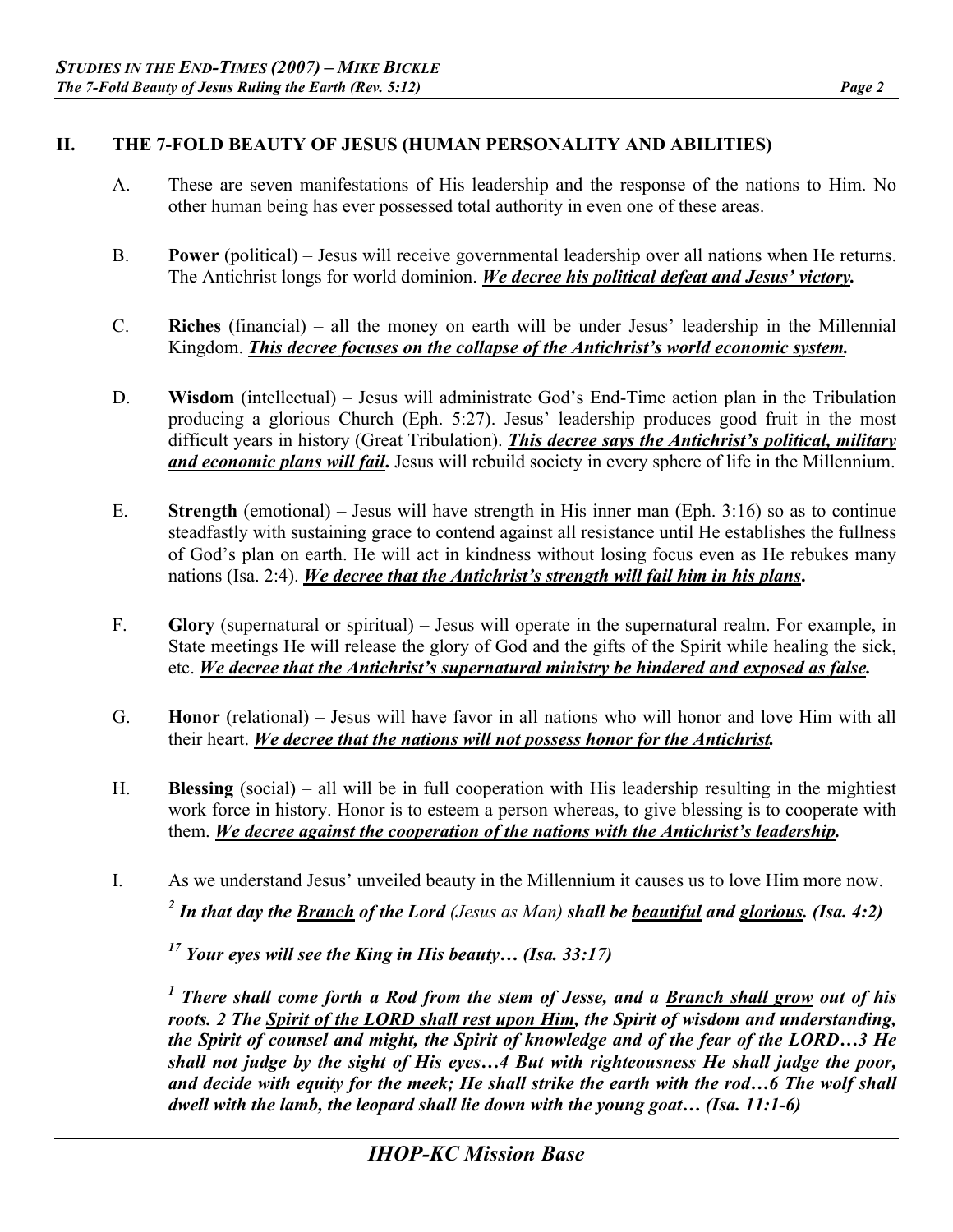## II. THE 7-FOLD BEAUTY OF JESUS (HUMAN PERSONALITY AND ABILITIES)

A. These are seven manifestations of His leadership and the response of the nations to Him. No other human being has ever possessed total authority in even one of these areas.

B. **Power** (political) – Jesus will receive governmental leadership over all nations when He returns. The Antichrist longs for world dominion. ***We decree his political defeat and Jesus' victory.***

C. **Riches** (financial) – all the money on earth will be under Jesus' leadership in the Millennial Kingdom. ***This decree focuses on the collapse of the Antichrist's world economic system.***

D. **Wisdom** (intellectual) – Jesus will administrate God's End-Time action plan in the Tribulation producing a glorious Church (Eph. 5:27). Jesus' leadership produces good fruit in the most difficult years in history (Great Tribulation). ***This decree says the Antichrist's political, military and economic plans will fail.*** Jesus will rebuild society in every sphere of life in the Millennium.

E. **Strength** (emotional) – Jesus will have strength in His inner man (Eph. 3:16) so as to continue steadfastly with sustaining grace to contend against all resistance until He establishes the fullness of God's plan on earth. He will act in kindness without losing focus even as He rebukes many nations (Isa. 2:4). ***We decree that the Antichrist's strength will fail him in his plans.***

F. **Glory** (supernatural or spiritual) – Jesus will operate in the supernatural realm. For example, in State meetings He will release the glory of God and the gifts of the Spirit while healing the sick, etc. ***We decree that the Antichrist's supernatural ministry be hindered and exposed as false.***

G. **Honor** (relational) – Jesus will have favor in all nations who will honor and love Him with all their heart. ***We decree that the nations will not possess honor for the Antichrist.***

H. **Blessing** (social) – all will be in full cooperation with His leadership resulting in the mightiest work force in history. Honor is to esteem a person whereas, to give blessing is to cooperate with them. ***We decree against the cooperation of the nations with the Antichrist's leadership.***

I. As we understand Jesus' unveiled beauty in the Millennium it causes us to love Him more now.

***[2] In that day the Branch of the Lord*** *(Jesus as Man)* ***shall be beautiful and glorious. (Isa. 4:2)***

***[17] Your eyes will see the King in His beauty… (Isa. 33:17)***

***[1] There shall come forth a Rod from the stem of Jesse, and a Branch shall grow out of his roots. 2 The Spirit of the LORD shall rest upon Him, the Spirit of wisdom and understanding, the Spirit of counsel and might, the Spirit of knowledge and of the fear of the LORD…3 He shall not judge by the sight of His eyes…4 But with righteousness He shall judge the poor, and decide with equity for the meek; He shall strike the earth with the rod…6 The wolf shall dwell with the lamb, the leopard shall lie down with the young goat… (Isa. 11:1-6)***